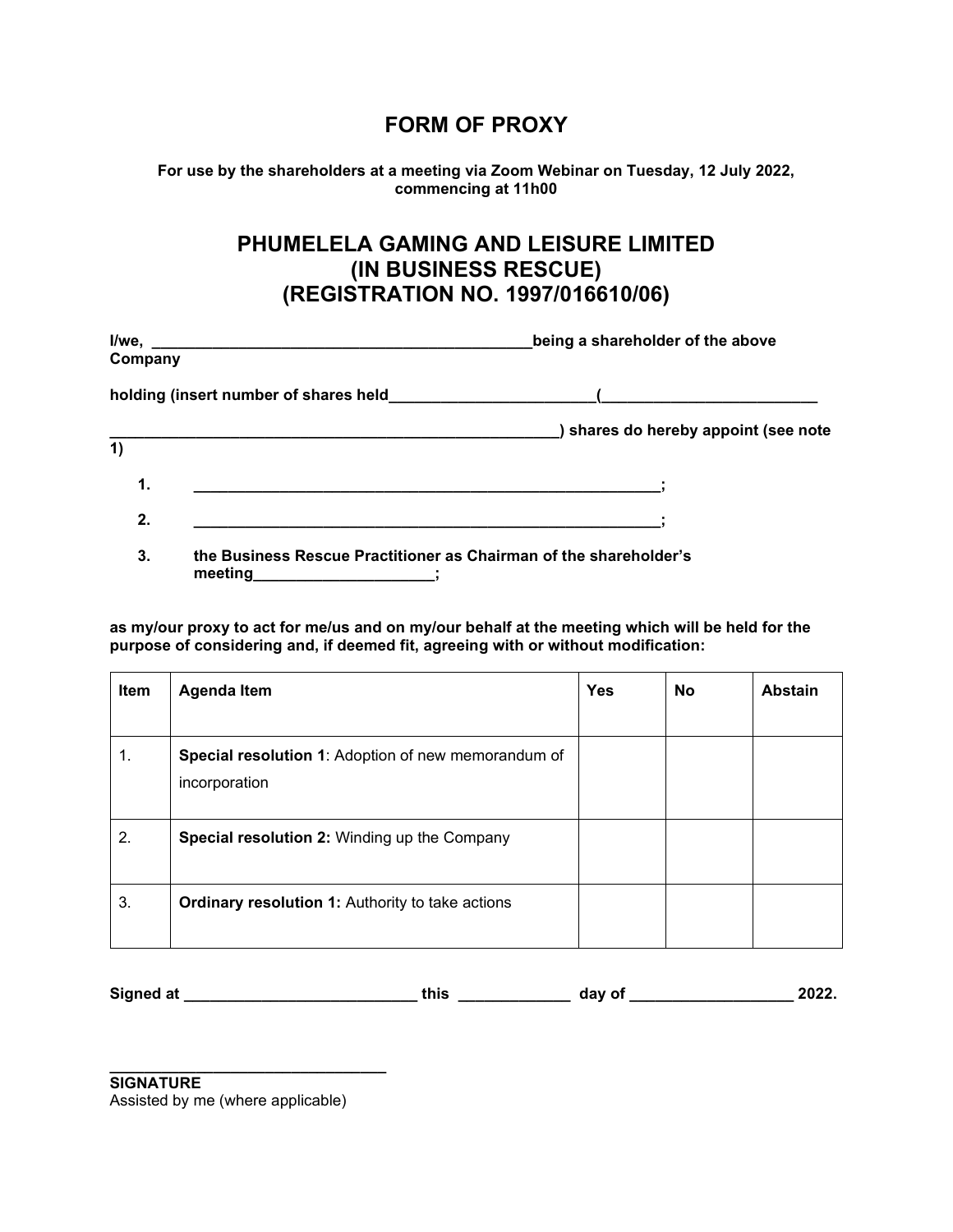# FORM OF PROXY

**For use by the shareholders at a meeting via Zoom Webinar on Tuesday, 12 July 2022, commencing at 11h00**

## PHUMELELA GAMING AND LEISURE LIMITED
## (IN BUSINESS RESCUE)
## (REGISTRATION NO. 1997/016610/06)

**I/we, _____________________________________________being a shareholder of the above Company**

**holding (insert number of shares held________________________(_________________________**

**_____________________________________________________) shares do hereby appoint (see note 1)**

1. **________________________________________________________;**
2. **________________________________________________________;**
3. **the Business Rescue Practitioner as Chairman of the shareholder's meeting_____________________;**

**as my/our proxy to act for me/us and on my/our behalf at the meeting which will be held for the purpose of considering and, if deemed fit, agreeing with or without modification:**

| **Item** | **Agenda Item** | **Yes** | **No** | **Abstain** |
|---|---|---|---|---|
| 1. | **Special resolution 1**: Adoption of new memorandum of incorporation | | | |
| 2. | **Special resolution 2:** Winding up the Company | | | |
| 3. | **Ordinary resolution 1:** Authority to take actions | | | |

**Signed at ___________________________ this _____________ day of ___________________ 2022.**

**________________________________**

**SIGNATURE**

Assisted by me (where applicable)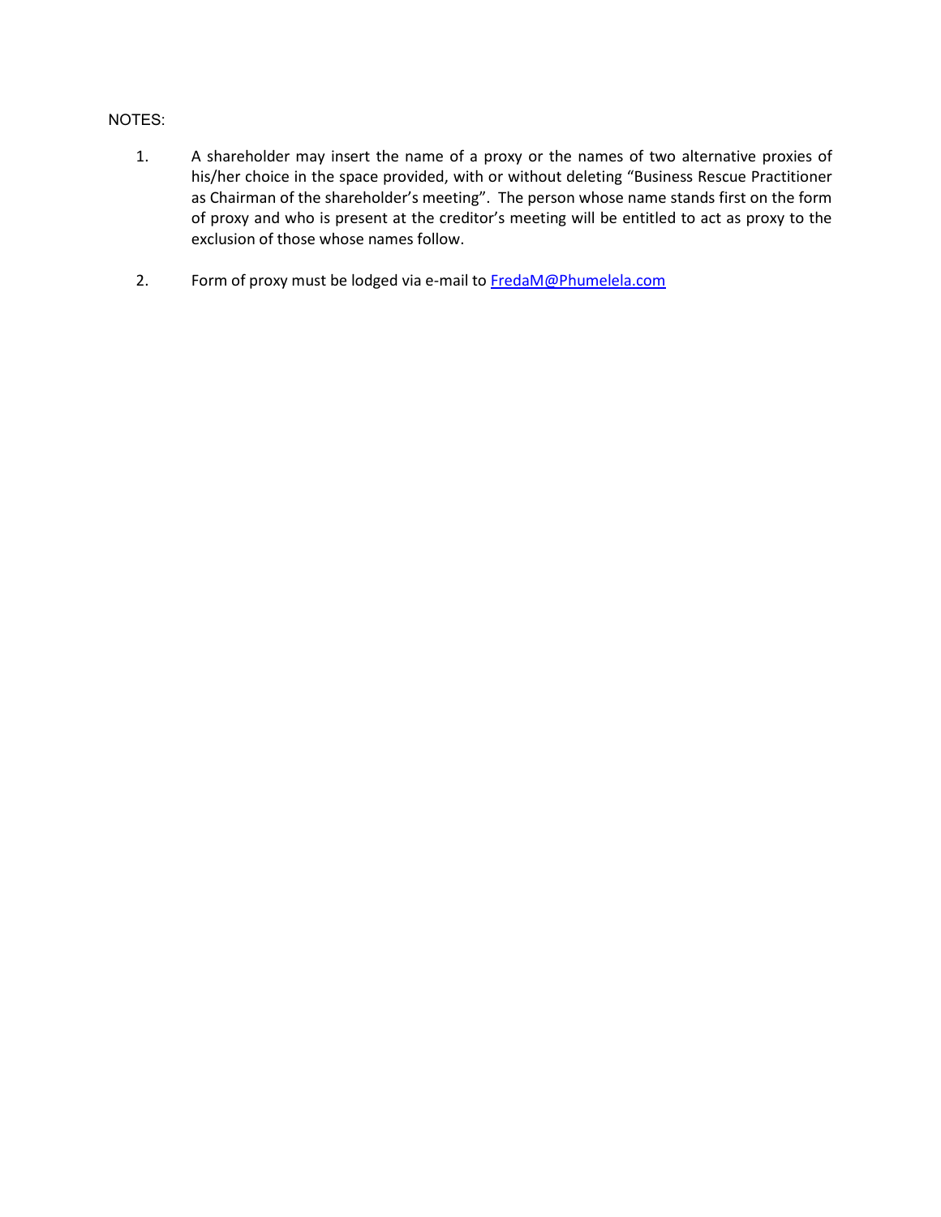NOTES:

1. A shareholder may insert the name of a proxy or the names of two alternative proxies of his/her choice in the space provided, with or without deleting "Business Rescue Practitioner as Chairman of the shareholder's meeting". The person whose name stands first on the form of proxy and who is present at the creditor's meeting will be entitled to act as proxy to the exclusion of those whose names follow.

2. Form of proxy must be lodged via e-mail to [FredaM@Phumelela.com](mailto:FredaM@Phumelela.com)